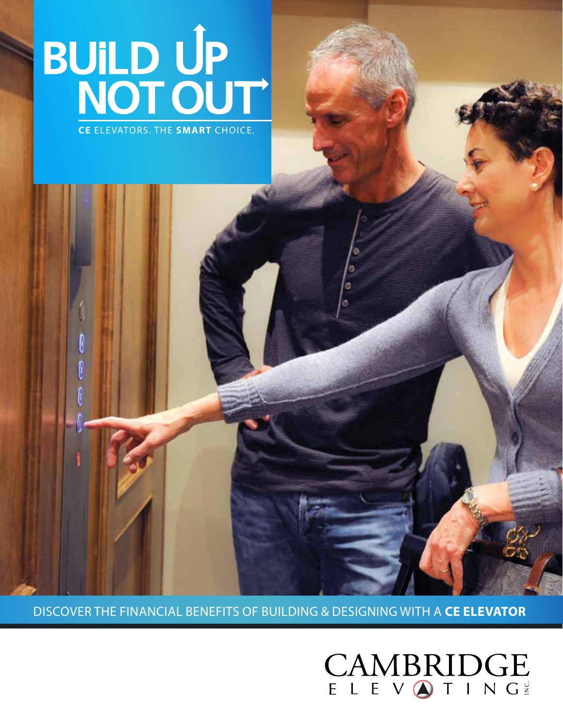# BUiLD UP NOT OUT

CE ELEVATORS. THE **SMART** CHOICE.

DISCOVER THE FINANCIAL BENEFITS OF BUILDING & DESIGNING WITH A **CE ELEVATOR**

CAMBRIDGE ELEVATING INC.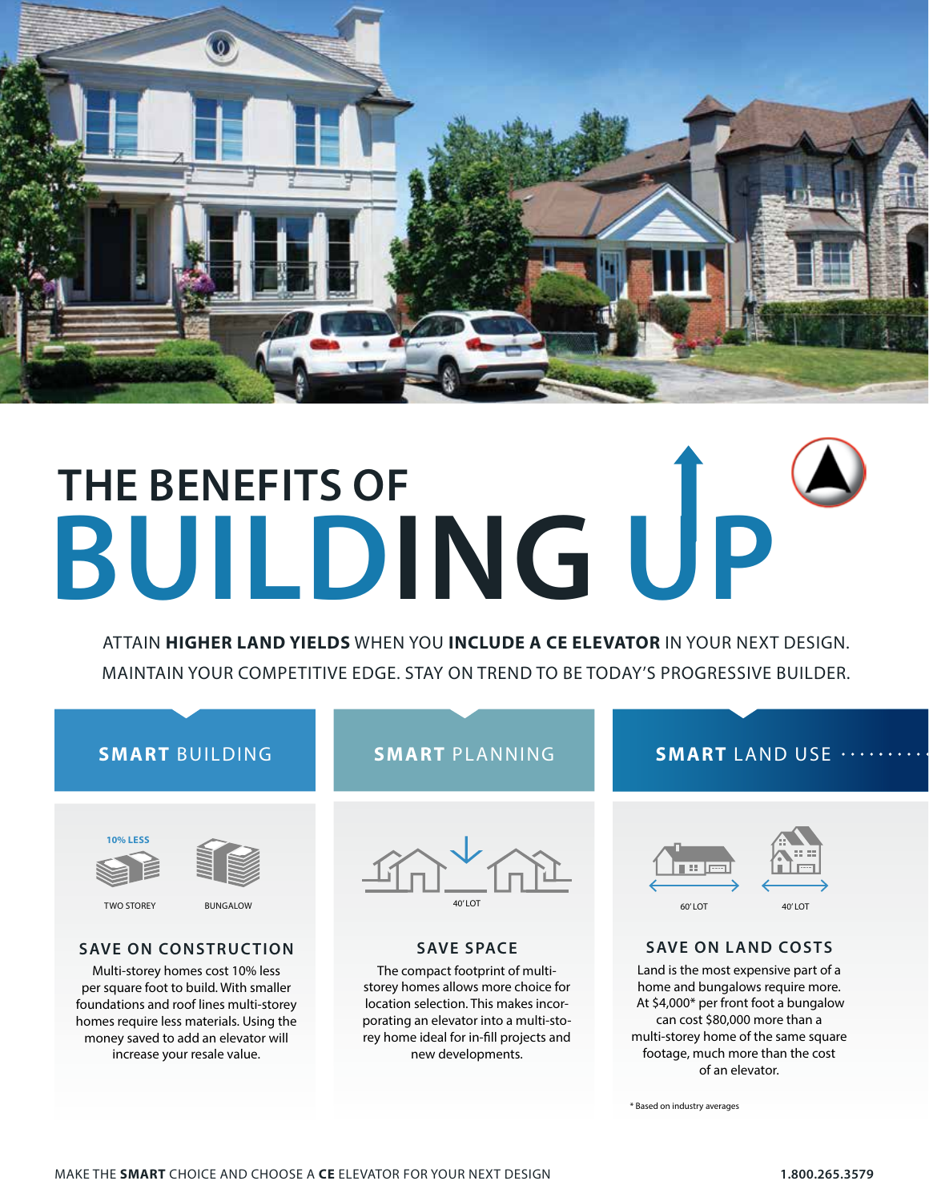# THE BENEFITS OF BUILDING UP

ATTAIN **HIGHER LAND YIELDS** WHEN YOU **INCLUDE A CE ELEVATOR** IN YOUR NEXT DESIGN. MAINTAIN YOUR COMPETITIVE EDGE. STAY ON TREND TO BE TODAY'S PROGRESSIVE BUILDER.

## SMART BUILDING

10% LESS

TWO STOREY BUNGALOW

### SAVE ON CONSTRUCTION

Multi-storey homes cost 10% less per square foot to build. With smaller foundations and roof lines multi-storey homes require less materials. Using the money saved to add an elevator will increase your resale value.

## SMART PLANNING

40' LOT

### SAVE SPACE

The compact footprint of multi-storey homes allows more choice for location selection. This makes incorporating an elevator into a multi-storey home ideal for in-fill projects and new developments.

## SMART LAND USE

60' LOT 40' LOT

### SAVE ON LAND COSTS

Land is the most expensive part of a home and bungalows require more. At $4,000* per front foot a bungalow can cost $80,000 more than a multi-storey home of the same square footage, much more than the cost of an elevator.

* Based on industry averages

MAKE THE **SMART** CHOICE AND CHOOSE A **CE** ELEVATOR FOR YOUR NEXT DESIGN

**1.800.265.3579**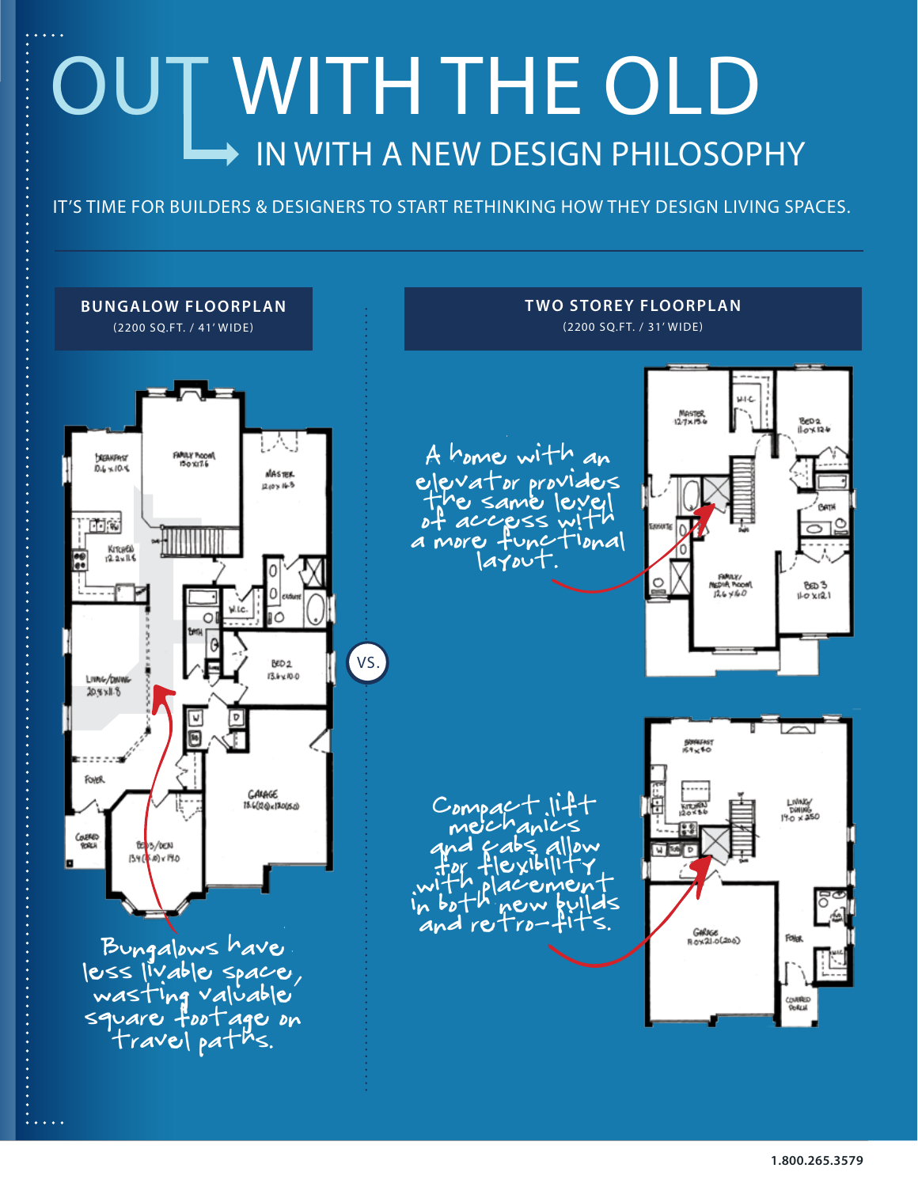# OUT WITH THE OLD

## IN WITH A NEW DESIGN PHILOSOPHY

IT'S TIME FOR BUILDERS & DESIGNERS TO START RETHINKING HOW THEY DESIGN LIVING SPACES.

**BUNGALOW FLOORPLAN**
(2200 SQ.FT. / 41' WIDE)

Bungalows have less livable space, wasting valuable square footage on travel paths.

VS.

**TWO STOREY FLOORPLAN**
(2200 SQ.FT. / 31' WIDE)

A home with an elevator provides the same level of access with a more functional layout.

Compact lift mechanics and cabs allow for flexibility with placement in both new builds and retro-fits.

1.800.265.3579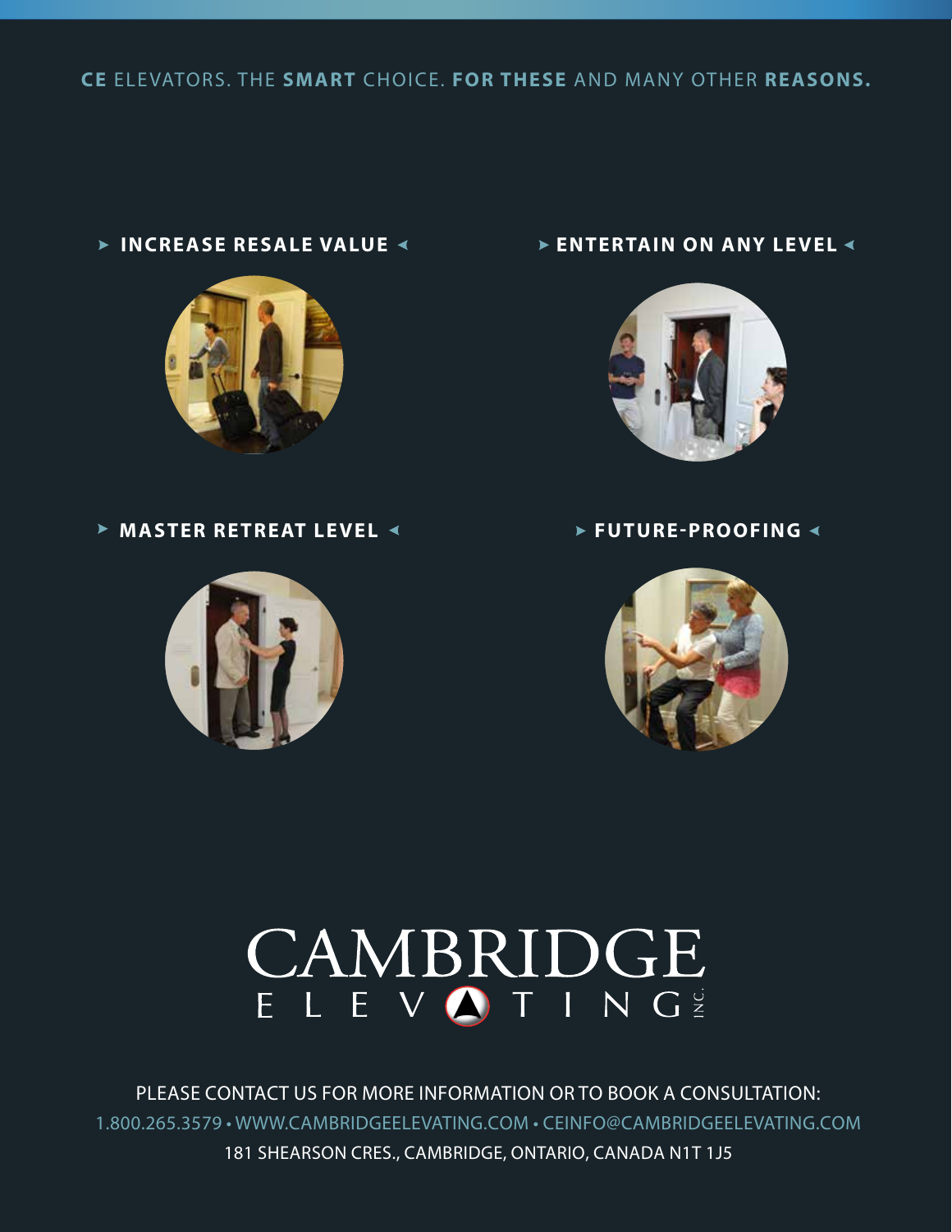**CE** ELEVATORS. THE **SMART** CHOICE. **FOR THESE** AND MANY OTHER **REASONS.**

**INCREASE RESALE VALUE**

**ENTERTAIN ON ANY LEVEL**

**MASTER RETREAT LEVEL**

**FUTURE-PROOFING**

CAMBRIDGE ELEVATING INC.

PLEASE CONTACT US FOR MORE INFORMATION OR TO BOOK A CONSULTATION:

1.800.265.3579 • WWW.CAMBRIDGEELEVATING.COM • CEINFO@CAMBRIDGEELEVATING.COM

181 SHEARSON CRES., CAMBRIDGE, ONTARIO, CANADA N1T 1J5